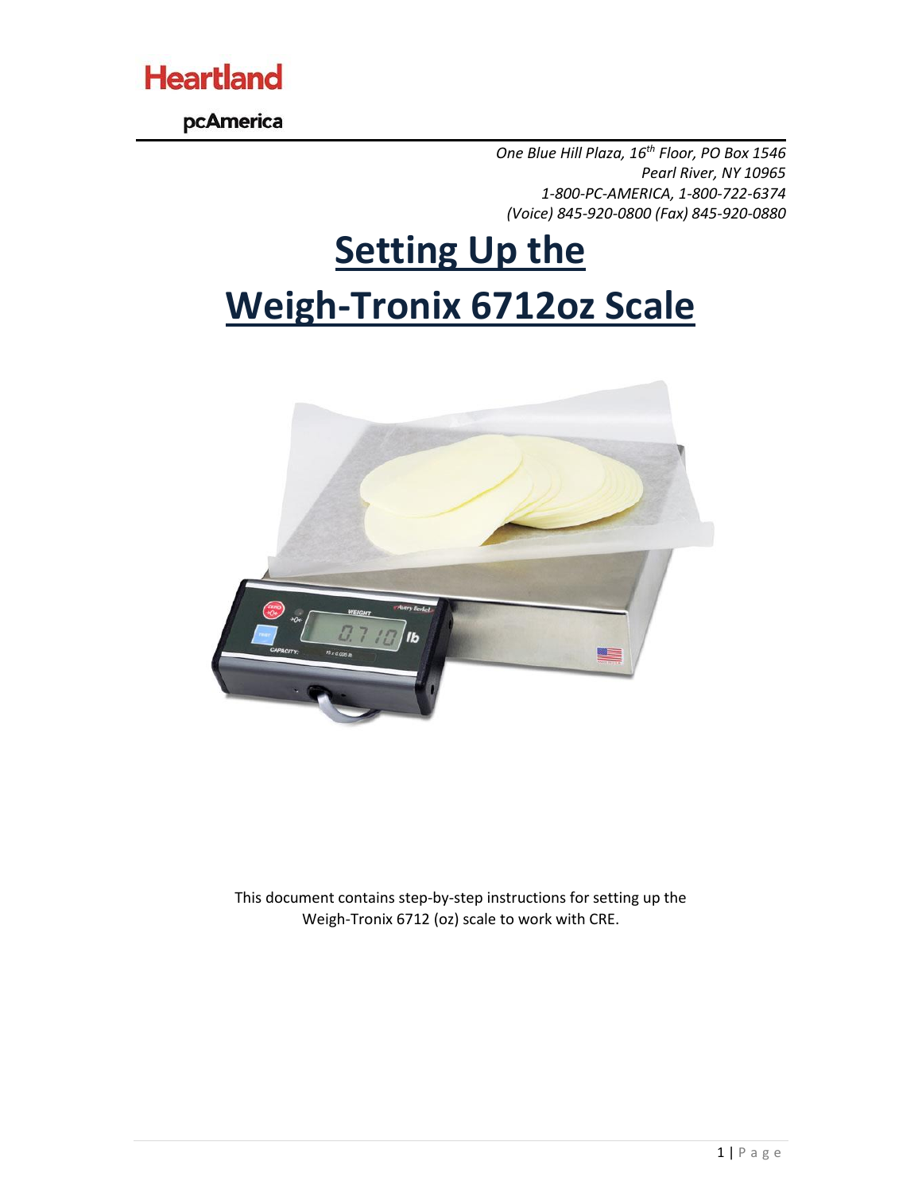**Heartland**

**pcAmerica**

*One Blue Hill Plaza, 16th Floor, PO Box 1546*
*Pearl River, NY 10965*
*1-800-PC-AMERICA, 1-800-722-6374*
*(Voice) 845-920-0800 (Fax) 845-920-0880*

# Setting Up the Weigh-Tronix 6712oz Scale

This document contains step-by-step instructions for setting up the Weigh-Tronix 6712 (oz) scale to work with CRE.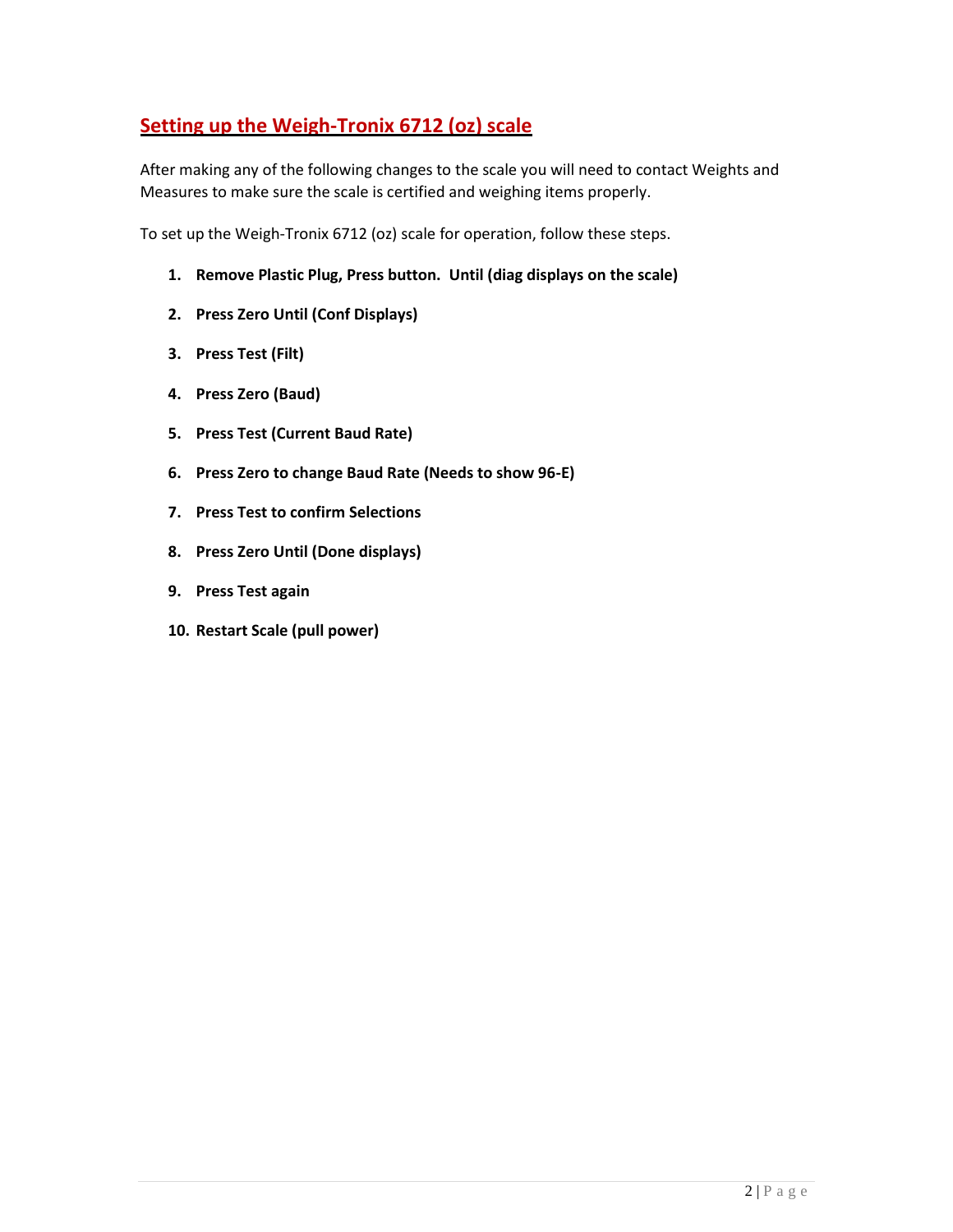## Setting up the Weigh-Tronix 6712 (oz) scale

After making any of the following changes to the scale you will need to contact Weights and Measures to make sure the scale is certified and weighing items properly.

To set up the Weigh-Tronix 6712 (oz) scale for operation, follow these steps.

1. **Remove Plastic Plug, Press button. Until (diag displays on the scale)**
2. **Press Zero Until (Conf Displays)**
3. **Press Test (Filt)**
4. **Press Zero (Baud)**
5. **Press Test (Current Baud Rate)**
6. **Press Zero to change Baud Rate (Needs to show 96-E)**
7. **Press Test to confirm Selections**
8. **Press Zero Until (Done displays)**
9. **Press Test again**
10. **Restart Scale (pull power)**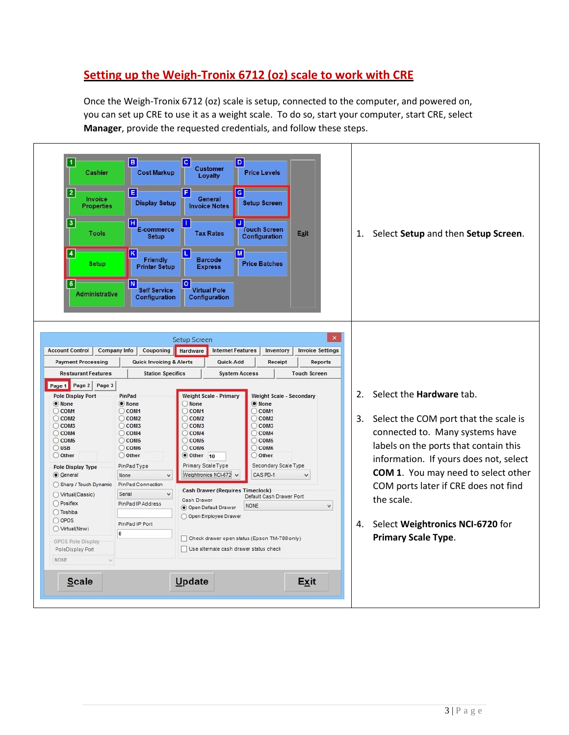# Setting up the Weigh-Tronix 6712 (oz) scale to work with CRE

Once the Weigh-Tronix 6712 (oz) scale is setup, connected to the computer, and powered on, you can set up CRE to use it as a weight scale. To do so, start your computer, start CRE, select **Manager**, provide the requested credentials, and follow these steps.

1. Select **Setup** and then **Setup Screen**.

2. Select the **Hardware** tab.

3. Select the COM port that the scale is connected to. Many systems have labels on the ports that contain this information. If yours does not, select **COM 1**. You may need to select other COM ports later if CRE does not find the scale.

4. Select **Weightronics NCI-6720** for **Primary Scale Type**.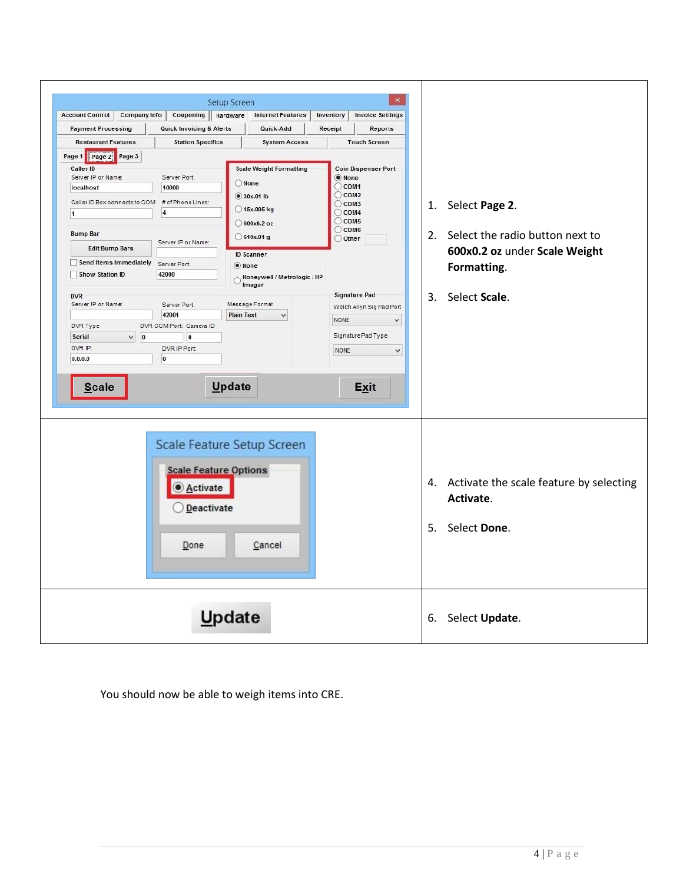1. Select **Page 2**.
2. Select the radio button next to **600x0.2 oz** under **Scale Weight Formatting**.
3. Select **Scale**.
4. Activate the scale feature by selecting **Activate**.
5. Select **Done**.
6. Select **Update**.

You should now be able to weigh items into CRE.